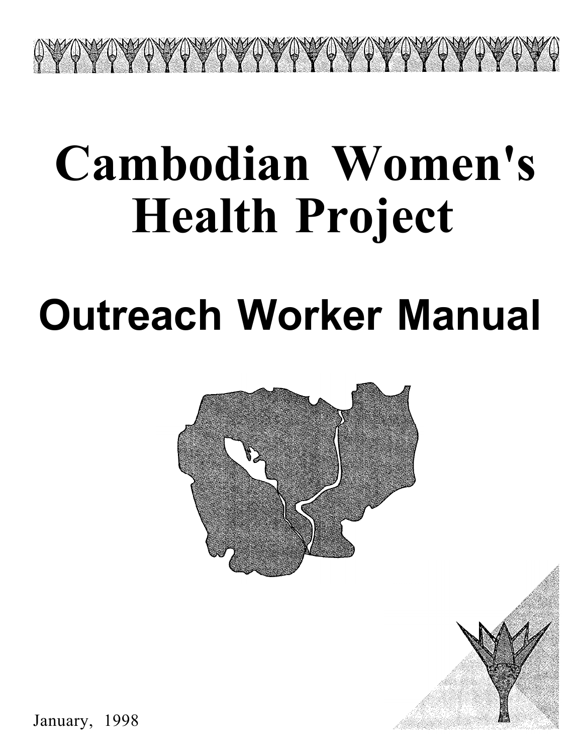# Cambodian Women's Health Project

## Outreach Worker Manual

January, 1998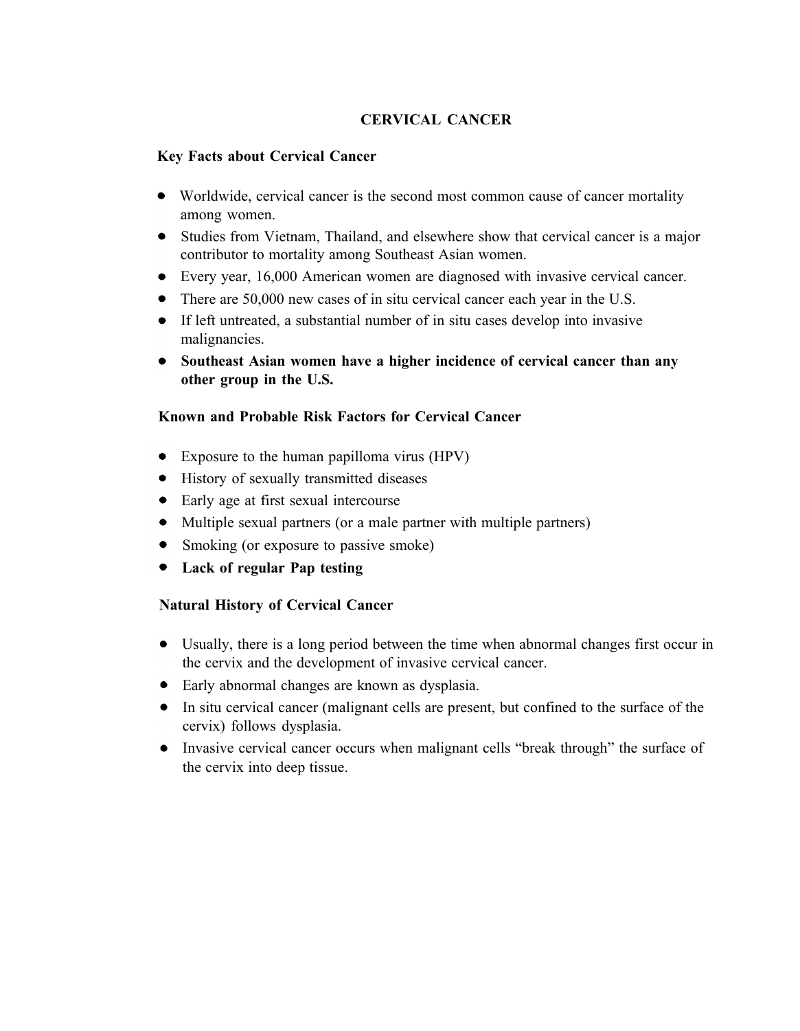# CERVICAL CANCER

## Key Facts about Cervical Cancer

- Worldwide, cervical cancer is the second most common cause of cancer mortality among women.
- Studies from Vietnam, Thailand, and elsewhere show that cervical cancer is a major contributor to mortality among Southeast Asian women.
- Every year, 16,000 American women are diagnosed with invasive cervical cancer.
- There are 50,000 new cases of in situ cervical cancer each year in the U.S.
- If left untreated, a substantial number of in situ cases develop into invasive malignancies.
- **Southeast Asian women have a higher incidence of cervical cancer than any other group in the U.S.**

## Known and Probable Risk Factors for Cervical Cancer

- Exposure to the human papilloma virus (HPV)
- History of sexually transmitted diseases
- Early age at first sexual intercourse
- Multiple sexual partners (or a male partner with multiple partners)
- Smoking (or exposure to passive smoke)
- **Lack of regular Pap testing**

## Natural History of Cervical Cancer

- Usually, there is a long period between the time when abnormal changes first occur in the cervix and the development of invasive cervical cancer.
- Early abnormal changes are known as dysplasia.
- In situ cervical cancer (malignant cells are present, but confined to the surface of the cervix) follows dysplasia.
- Invasive cervical cancer occurs when malignant cells "break through" the surface of the cervix into deep tissue.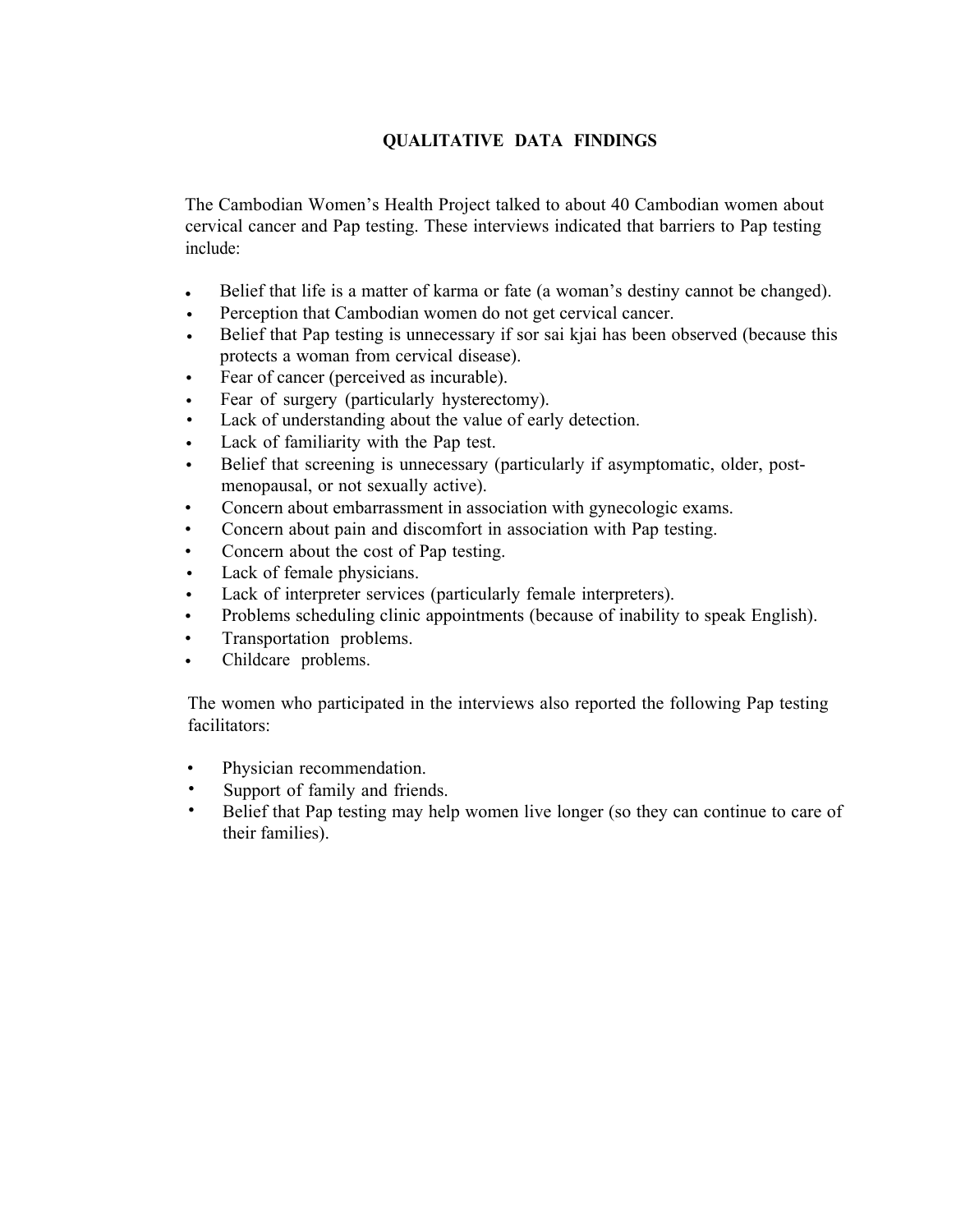## QUALITATIVE DATA FINDINGS

The Cambodian Women's Health Project talked to about 40 Cambodian women about cervical cancer and Pap testing. These interviews indicated that barriers to Pap testing include:

- Belief that life is a matter of karma or fate (a woman's destiny cannot be changed).
- Perception that Cambodian women do not get cervical cancer.
- Belief that Pap testing is unnecessary if sor sai kjai has been observed (because this protects a woman from cervical disease).
- Fear of cancer (perceived as incurable).
- Fear of surgery (particularly hysterectomy).
- Lack of understanding about the value of early detection.
- Lack of familiarity with the Pap test.
- Belief that screening is unnecessary (particularly if asymptomatic, older, post-menopausal, or not sexually active).
- Concern about embarrassment in association with gynecologic exams.
- Concern about pain and discomfort in association with Pap testing.
- Concern about the cost of Pap testing.
- Lack of female physicians.
- Lack of interpreter services (particularly female interpreters).
- Problems scheduling clinic appointments (because of inability to speak English).
- Transportation problems.
- Childcare problems.

The women who participated in the interviews also reported the following Pap testing facilitators:

- Physician recommendation.
- Support of family and friends.
- Belief that Pap testing may help women live longer (so they can continue to care of their families).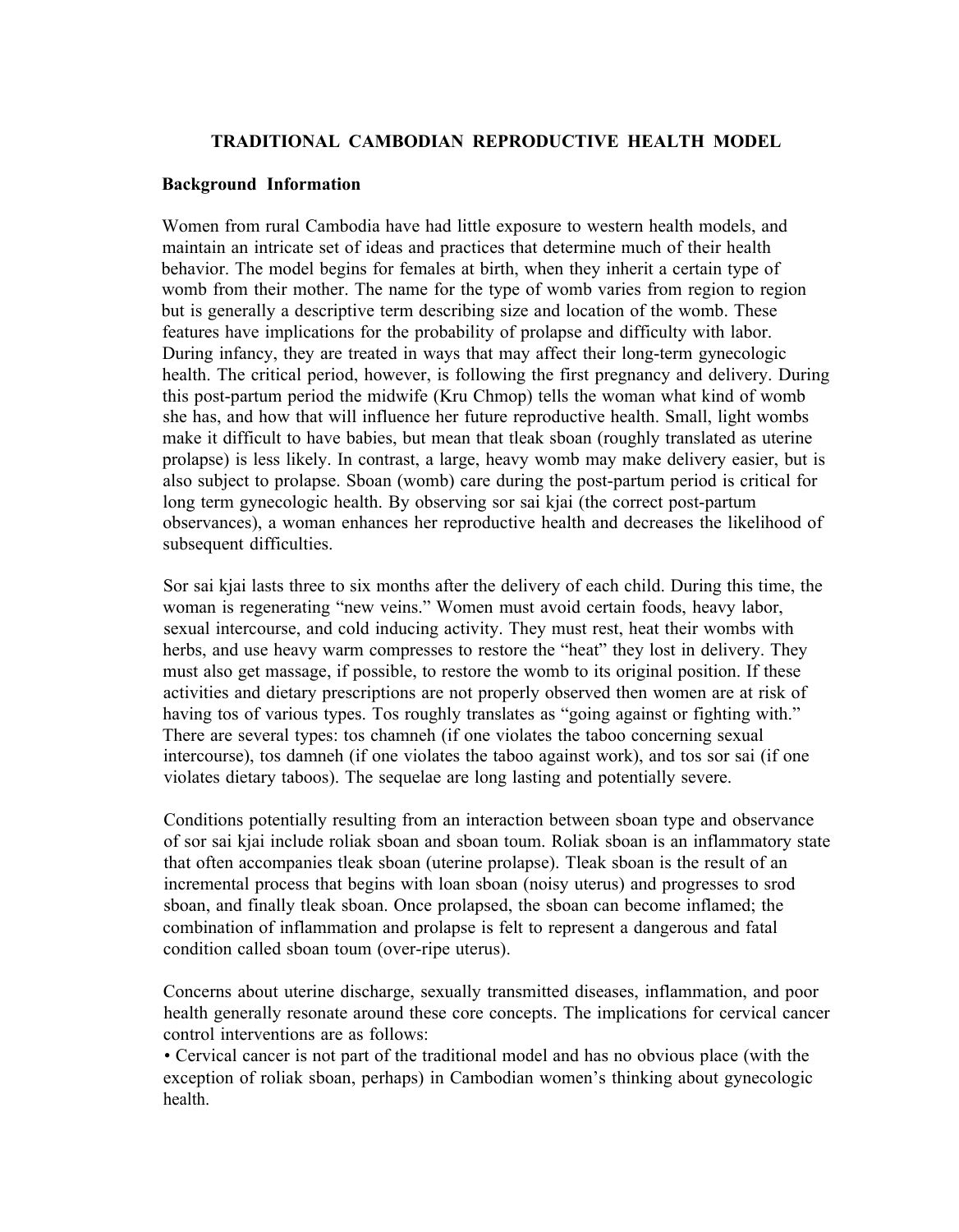# TRADITIONAL CAMBODIAN REPRODUCTIVE HEALTH MODEL

## Background Information

Women from rural Cambodia have had little exposure to western health models, and maintain an intricate set of ideas and practices that determine much of their health behavior. The model begins for females at birth, when they inherit a certain type of womb from their mother. The name for the type of womb varies from region to region but is generally a descriptive term describing size and location of the womb. These features have implications for the probability of prolapse and difficulty with labor. During infancy, they are treated in ways that may affect their long-term gynecologic health. The critical period, however, is following the first pregnancy and delivery. During this post-partum period the midwife (Kru Chmop) tells the woman what kind of womb she has, and how that will influence her future reproductive health. Small, light wombs make it difficult to have babies, but mean that tleak sboan (roughly translated as uterine prolapse) is less likely. In contrast, a large, heavy womb may make delivery easier, but is also subject to prolapse. Sboan (womb) care during the post-partum period is critical for long term gynecologic health. By observing sor sai kjai (the correct post-partum observances), a woman enhances her reproductive health and decreases the likelihood of subsequent difficulties.

Sor sai kjai lasts three to six months after the delivery of each child. During this time, the woman is regenerating "new veins." Women must avoid certain foods, heavy labor, sexual intercourse, and cold inducing activity. They must rest, heat their wombs with herbs, and use heavy warm compresses to restore the "heat" they lost in delivery. They must also get massage, if possible, to restore the womb to its original position. If these activities and dietary prescriptions are not properly observed then women are at risk of having tos of various types. Tos roughly translates as "going against or fighting with." There are several types: tos chamneh (if one violates the taboo concerning sexual intercourse), tos damneh (if one violates the taboo against work), and tos sor sai (if one violates dietary taboos). The sequelae are long lasting and potentially severe.

Conditions potentially resulting from an interaction between sboan type and observance of sor sai kjai include roliak sboan and sboan toum. Roliak sboan is an inflammatory state that often accompanies tleak sboan (uterine prolapse). Tleak sboan is the result of an incremental process that begins with loan sboan (noisy uterus) and progresses to srod sboan, and finally tleak sboan. Once prolapsed, the sboan can become inflamed; the combination of inflammation and prolapse is felt to represent a dangerous and fatal condition called sboan toum (over-ripe uterus).

Concerns about uterine discharge, sexually transmitted diseases, inflammation, and poor health generally resonate around these core concepts. The implications for cervical cancer control interventions are as follows:

- Cervical cancer is not part of the traditional model and has no obvious place (with the exception of roliak sboan, perhaps) in Cambodian women's thinking about gynecologic health.